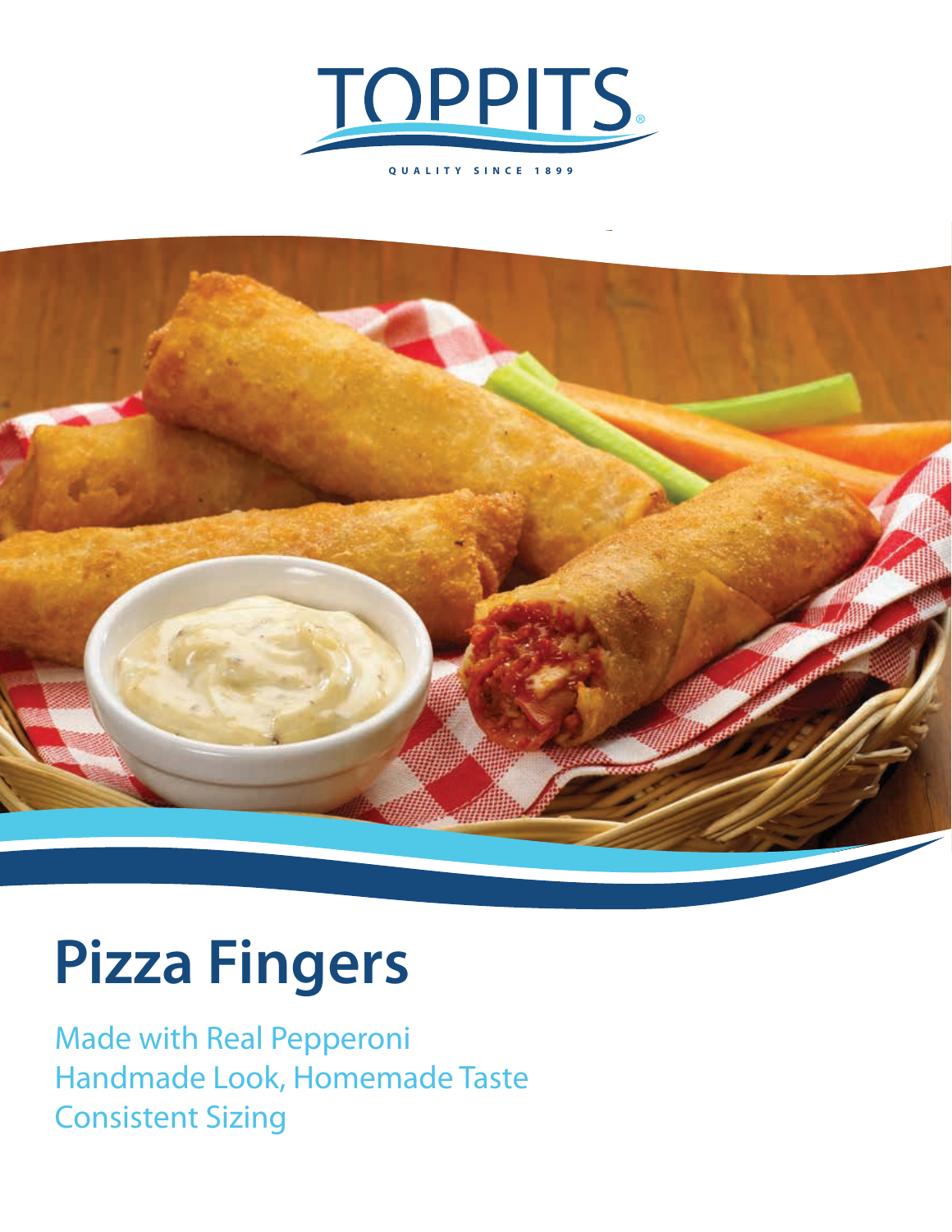TOPPITS®

QUALITY SINCE 1899

# Pizza Fingers

Made with Real Pepperoni
Handmade Look, Homemade Taste
Consistent Sizing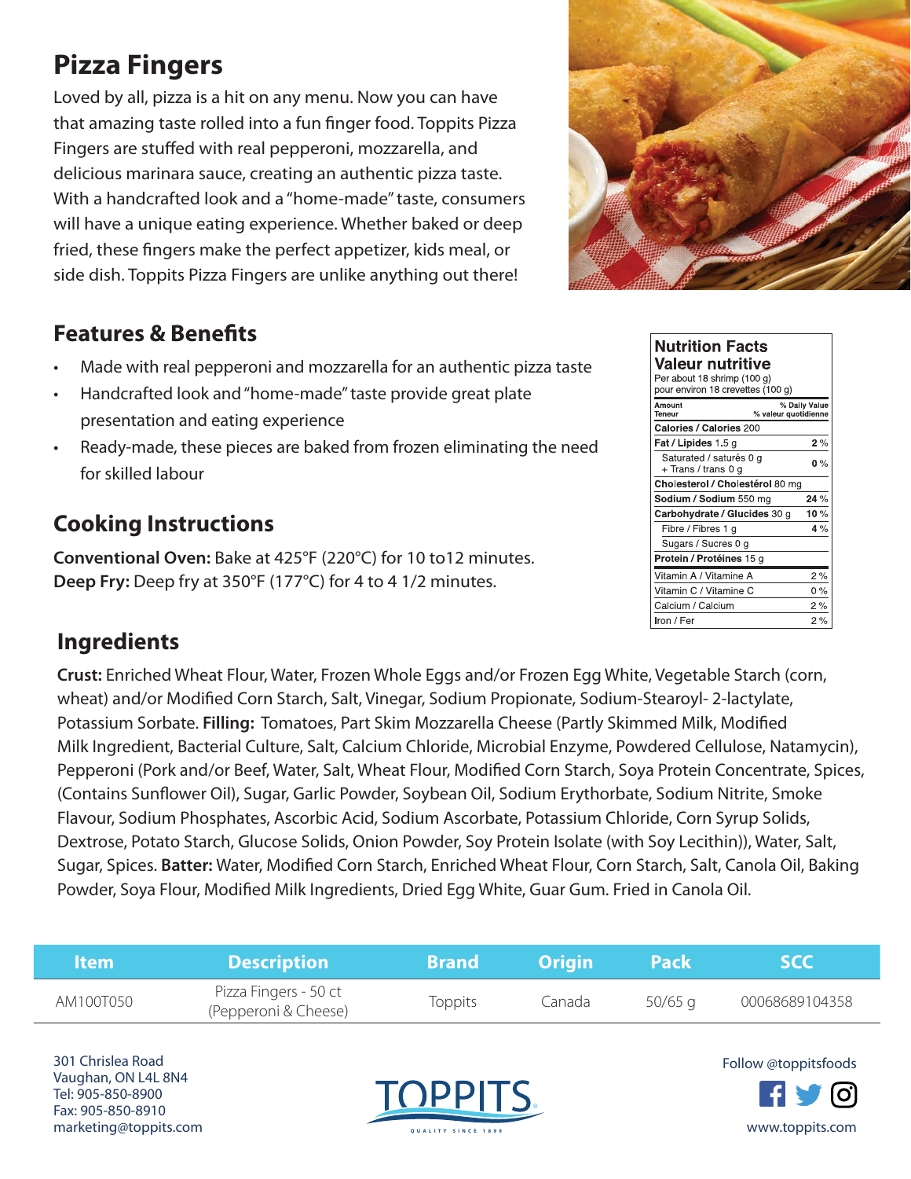# Pizza Fingers

Loved by all, pizza is a hit on any menu. Now you can have that amazing taste rolled into a fun finger food. Toppits Pizza Fingers are stuffed with real pepperoni, mozzarella, and delicious marinara sauce, creating an authentic pizza taste. With a handcrafted look and a "home-made" taste, consumers will have a unique eating experience. Whether baked or deep fried, these fingers make the perfect appetizer, kids meal, or side dish. Toppits Pizza Fingers are unlike anything out there!

## Features & Benefits

- Made with real pepperoni and mozzarella for an authentic pizza taste
- Handcrafted look and "home-made" taste provide great plate presentation and eating experience
- Ready-made, these pieces are baked from frozen eliminating the need for skilled labour

## Cooking Instructions

**Conventional Oven:** Bake at 425°F (220°C) for 10 to12 minutes.
**Deep Fry:** Deep fry at 350°F (177°C) for 4 to 4 1/2 minutes.

**Nutrition Facts**
**Valeur nutritive**
Per about 18 shrimp (100 g)
pour environ 18 crevettes (100 g)

| Amount / Teneur | % Daily Value / % valeur quotidienne |
|---|---|
| **Calories / Calories** 200 | |
| **Fat / Lipides** 1.5 g | 2 % |
| Saturated / saturés 0 g + Trans / trans 0 g | 0 % |
| **Cholesterol / Cholestérol** 80 mg | |
| **Sodium / Sodium** 550 mg | 24 % |
| **Carbohydrate / Glucides** 30 g | 10 % |
| Fibre / Fibres 1 g | 4 % |
| Sugars / Sucres 0 g | |
| **Protein / Protéines** 15 g | |
| Vitamin A / Vitamine A | 2 % |
| Vitamin C / Vitamine C | 0 % |
| Calcium / Calcium | 2 % |
| Iron / Fer | 2 % |

## Ingredients

**Crust:** Enriched Wheat Flour, Water, Frozen Whole Eggs and/or Frozen Egg White, Vegetable Starch (corn, wheat) and/or Modified Corn Starch, Salt, Vinegar, Sodium Propionate, Sodium-Stearoyl- 2-lactylate, Potassium Sorbate. **Filling:** Tomatoes, Part Skim Mozzarella Cheese (Partly Skimmed Milk, Modified Milk Ingredient, Bacterial Culture, Salt, Calcium Chloride, Microbial Enzyme, Powdered Cellulose, Natamycin), Pepperoni (Pork and/or Beef, Water, Salt, Wheat Flour, Modified Corn Starch, Soya Protein Concentrate, Spices, (Contains Sunflower Oil), Sugar, Garlic Powder, Soybean Oil, Sodium Erythorbate, Sodium Nitrite, Smoke Flavour, Sodium Phosphates, Ascorbic Acid, Sodium Ascorbate, Potassium Chloride, Corn Syrup Solids, Dextrose, Potato Starch, Glucose Solids, Onion Powder, Soy Protein Isolate (with Soy Lecithin)), Water, Salt, Sugar, Spices. **Batter:** Water, Modified Corn Starch, Enriched Wheat Flour, Corn Starch, Salt, Canola Oil, Baking Powder, Soya Flour, Modified Milk Ingredients, Dried Egg White, Guar Gum. Fried in Canola Oil.

| Item | Description | Brand | Origin | Pack | SCC |
|---|---|---|---|---|---|
| AM100T050 | Pizza Fingers - 50 ct (Pepperoni & Cheese) | Toppits | Canada | 50/65 g | 00068689104358 |

301 Chrislea Road
Vaughan, ON L4L 8N4
Tel: 905-850-8900
Fax: 905-850-8910
marketing@toppits.com

TOPPITS
QUALITY SINCE 1899

Follow @toppitsfoods

www.toppits.com